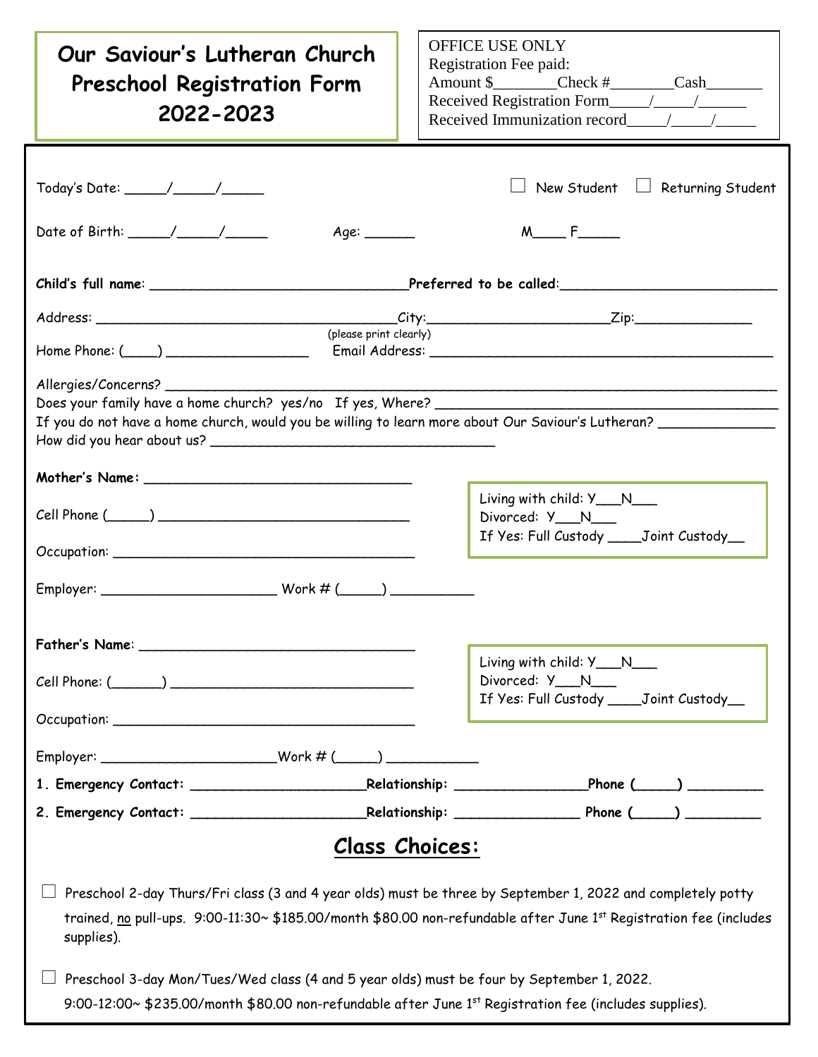# Our Saviour's Lutheran Church Preschool Registration Form 2022-2023

OFFICE USE ONLY
Registration Fee paid:
Amount $________Check #________Cash_______
Received Registration Form_____/_____/______
Received Immunization record_____/_____/_____

Today's Date: _____/_____/_____

☐ New Student ☐ Returning Student

Date of Birth: _____/_____/_____ Age: ______ M____ F_____

**Child's full name**: ________________________________ **Preferred to be called**:__________________________

Address: ____________________________________City:______________________Zip:_______________
(please print clearly)

Home Phone: (____) __________________ Email Address: ___________________________________________

Allergies/Concerns? _____________________________________________________________________________

Does your family have a home church? yes/no If yes, Where? ___________________________________________

If you do not have a home church, would you be willing to learn more about Our Saviour's Lutheran? ______________

How did you hear about us? ___________________________________

**Mother's Name**: _________________________________

Cell Phone (_____) _______________________________

Occupation: _______________________________________

Employer: ______________________ Work # (_____) __________

Living with child: Y___N___
Divorced: Y___N___
If Yes: Full Custody ____Joint Custody__

**Father's Name**: _________________________________

Cell Phone: (______) _____________________________

Occupation: _______________________________________

Employer: ______________________Work # (_____) ___________

Living with child: Y___N___
Divorced: Y___N___
If Yes: Full Custody ____Joint Custody__

**1. Emergency Contact:** ______________________**Relationship:** ________________**Phone** (_____) _________

**2. Emergency Contact:** ______________________**Relationship:** _______________ **Phone** (_____) _________

## Class Choices:

☐ Preschool 2-day Thurs/Fri class (3 and 4 year olds) must be three by September 1, 2022 and completely potty trained, no pull-ups. 9:00-11:30~ $185.00/month $80.00 non-refundable after June 1st Registration fee (includes supplies).

☐ Preschool 3-day Mon/Tues/Wed class (4 and 5 year olds) must be four by September 1, 2022.
9:00-12:00~ $235.00/month $80.00 non-refundable after June 1st Registration fee (includes supplies).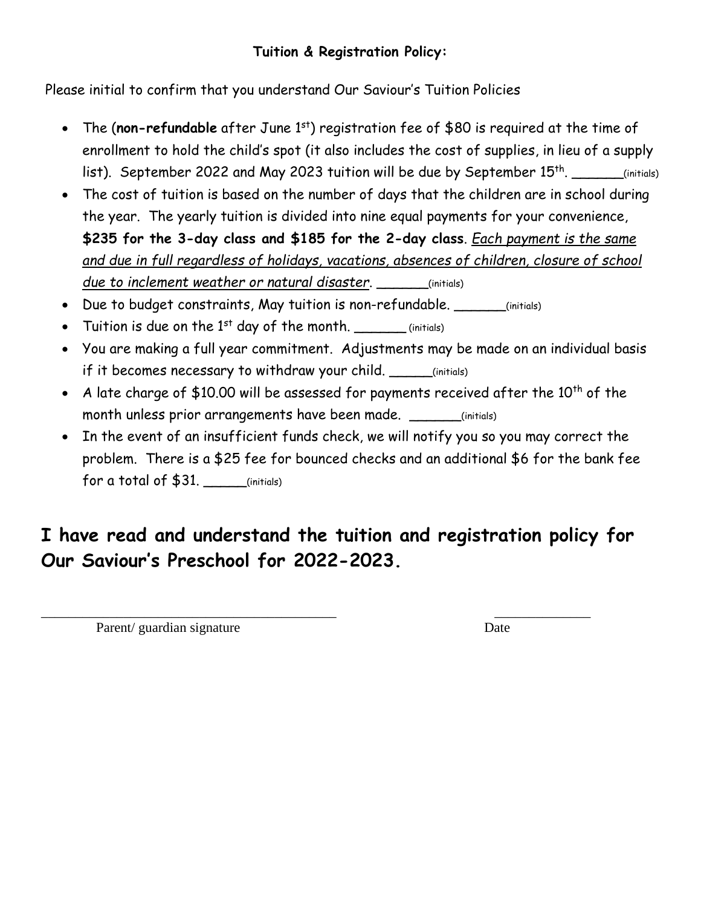**Tuition & Registration Policy:**

Please initial to confirm that you understand Our Saviour's Tuition Policies

- The (**non-refundable** after June 1st) registration fee of $80 is required at the time of enrollment to hold the child's spot (it also includes the cost of supplies, in lieu of a supply list). September 2022 and May 2023 tuition will be due by September 15th. ______(initials)
- The cost of tuition is based on the number of days that the children are in school during the year. The yearly tuition is divided into nine equal payments for your convenience, **$235 for the 3-day class and $185 for the 2-day class**. *Each payment is the same and due in full regardless of holidays, vacations, absences of children, closure of school due to inclement weather or natural disaster*. ______(initials)
- Due to budget constraints, May tuition is non-refundable. ______(initials)
- Tuition is due on the 1st day of the month. ______ (initials)
- You are making a full year commitment. Adjustments may be made on an individual basis if it becomes necessary to withdraw your child. _____(initials)
- A late charge of $10.00 will be assessed for payments received after the 10th of the month unless prior arrangements have been made. ______(initials)
- In the event of an insufficient funds check, we will notify you so you may correct the problem. There is a $25 fee for bounced checks and an additional $6 for the bank fee for a total of $31. _____(initials)

## I have read and understand the tuition and registration policy for Our Saviour's Preschool for 2022-2023.

________________________________________ ______________

Parent/ guardian signature Date